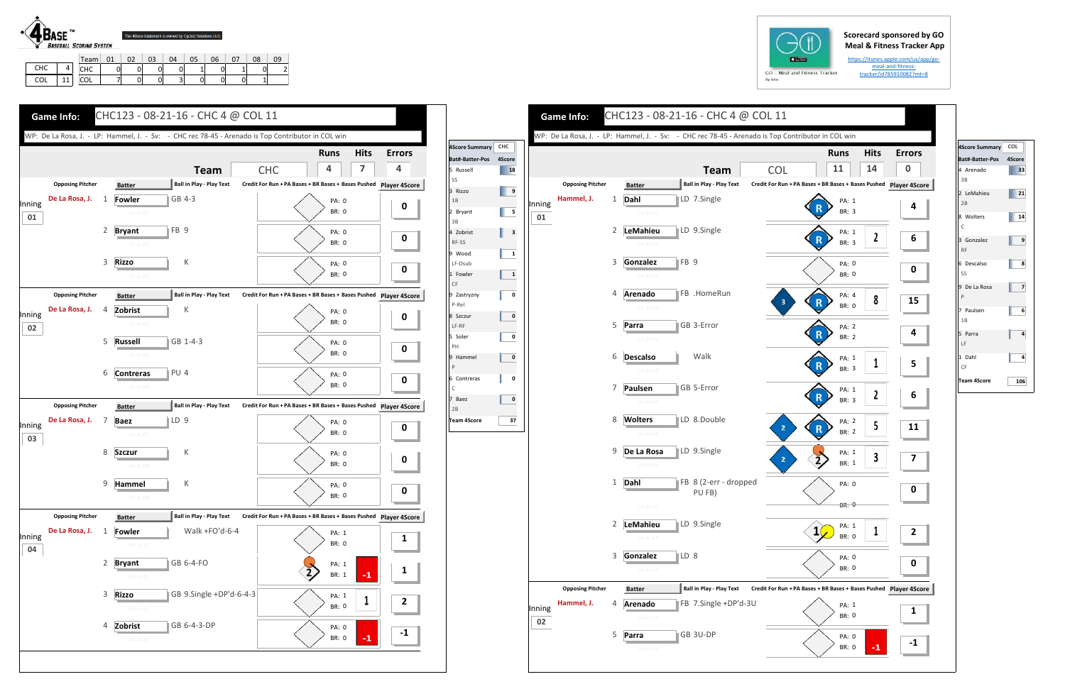4BASE™ BASEBALL SCORING SYSTEM

The 4Base trademark is owned by Cycled Solutions LLC

| | |
|---|---|
| CHC | 4 |
| COL | 11 |

| Team | 01 | 02 | 03 | 04 | 05 | 06 | 07 | 08 | 09 |
|---|---|---|---|---|---|---|---|---|---|
| CHC | 0 | 0 | 0 | 0 | 1 | 0 | 1 | 0 | 2 |
| COL | 7 | 0 | 0 | 3 | 0 | 0 | 0 | 1 | |

Scorecard sponsored by GO Meal & Fitness Tracker App

https://itunes.apple.com/us/app/go-meal-and-fitness-tracker/id785910082?mt=8

## Game Info: CHC123 - 08-21-16 - CHC 4 @ COL 11

WP: De La Rosa, J. - LP: Hammel, J. - Sv: - CHC rec 78-45 - Arenado is Top Contributor in COL win

| Team | Runs | Hits | Errors |
|---|---|---|---|
| CHC | 4 | 7 | 4 |

| Inning | Opposing Pitcher | # | Batter | Ball in Play - Play Text | Credit For Run + PA Bases + BR Bases + Bases Pushed | Player 4Score |
|---|---|---|---|---|---|---|
| 01 | De La Rosa, J. | 1 | Fowler | GB 4-3 | PA: 0 BR: 0 | 0 |
| | | 2 | Bryant | FB 9 | PA: 0 BR: 0 | 0 |
| | | 3 | Rizzo | K | PA: 0 BR: 0 | 0 |
| 02 | De La Rosa, J. | 4 | Zobrist | K | PA: 0 BR: 0 | 0 |
| | | 5 | Russell | GB 1-4-3 | PA: 0 BR: 0 | 0 |
| | | 6 | Contreras | PU 4 | PA: 0 BR: 0 | 0 |
| 03 | De La Rosa, J. | 7 | Baez | LD 9 | PA: 0 BR: 0 | 0 |
| | | 8 | Szczur | K | PA: 0 BR: 0 | 0 |
| | | 9 | Hammel | K | PA: 0 BR: 0 | 0 |
| 04 | De La Rosa, J. | 1 | Fowler | Walk +FO'd-6-4 | PA: 1 BR: 0 | 1 |
| | | 2 | Bryant | GB 6-4-FO | 2 PA: 1 BR: 1 -1 | 1 |
| | | 3 | Rizzo | GB 9.Single +DP'd-6-4-3 | PA: 1 BR: 0 1 | 2 |
| | | 4 | Zobrist | GB 6-4-3-DP | PA: 0 BR: 0 -1 | -1 |

| 4Score Summary | CHC |
|---|---|
| Bat#-Batter-Pos | 4Score |
| 5 Russell SS | 18 |
| 3 Rizzo 1B | 9 |
| 2 Bryant 3B | 5 |
| 4 Zobrist RF-SS | 3 |
| 9 Wood LF-Dsub | 1 |
| 1 Fowler CF | 1 |
| 9 Zastryzny P-Rel | 0 |
| 8 Szczur LF-RF | 0 |
| 5 Soler PH | 0 |
| 9 Hammel P | 0 |
| 6 Contreras C | 0 |
| 7 Baez 2B | 0 |
| Team 4Score | 37 |

## Game Info: CHC123 - 08-21-16 - CHC 4 @ COL 11

WP: De La Rosa, J. - LP: Hammel, J. - Sv: - CHC rec 78-45 - Arenado is Top Contributor in COL win

| Team | Runs | Hits | Errors |
|---|---|---|---|
| COL | 11 | 14 | 0 |

| Inning | Opposing Pitcher | # | Batter | Ball in Play - Play Text | Credit For Run + PA Bases + BR Bases + Bases Pushed | Player 4Score |
|---|---|---|---|---|---|---|
| 01 | Hammel, J. | 1 | Dahl | LD 7.Single | R PA: 1 BR: 3 | 4 |
| | | 2 | LeMahieu | LD 9.Single | R PA: 1 BR: 3 2 | 6 |
| | | 3 | Gonzalez | FB 9 | PA: 0 BR: 0 | 0 |
| | | 4 | Arenado | FB .HomeRun | 3 R PA: 4 BR: 0 8 | 15 |
| | | 5 | Parra | GB 3-Error | R PA: 2 BR: 2 | 4 |
| | | 6 | Descalso | Walk | R PA: 1 BR: 3 1 | 5 |
| | | 7 | Paulsen | GB 5-Error | R PA: 1 BR: 3 2 | 6 |
| | | 8 | Wolters | LD 8.Double | 2 R PA: 2 BR: 2 5 | 11 |
| | | 9 | De La Rosa | LD 9.Single | 2 2 PA: 1 BR: 1 3 | 7 |
| | | 1 | Dahl | FB 8 (2-err - dropped PU FB) | PA: 0 BR: 0 | 0 |
| | | 2 | LeMahieu | LD 9.Single | 1 PA: 1 BR: 0 1 | 2 |
| | | 3 | Gonzalez | LD 8 | PA: 0 BR: 0 | 0 |
| 02 | Hammel, J. | 4 | Arenado | FB 7.Single +DP'd-3U | PA: 1 BR: 0 | 1 |
| | | 5 | Parra | GB 3U-DP | PA: 0 BR: 0 -1 | -1 |

| 4Score Summary | COL |
|---|---|
| Bat#-Batter-Pos | 4Score |
| 4 Arenado 3B | 33 |
| 2 LeMahieu 2B | 21 |
| 8 Wolters C | 14 |
| 3 Gonzalez RF | 9 |
| 6 Descalso SS | 8 |
| 9 De La Rosa P | 7 |
| 7 Paulsen 1B | 6 |
| 5 Parra LF | 4 |
| 1 Dahl CF | 4 |
| Team 4Score | 106 |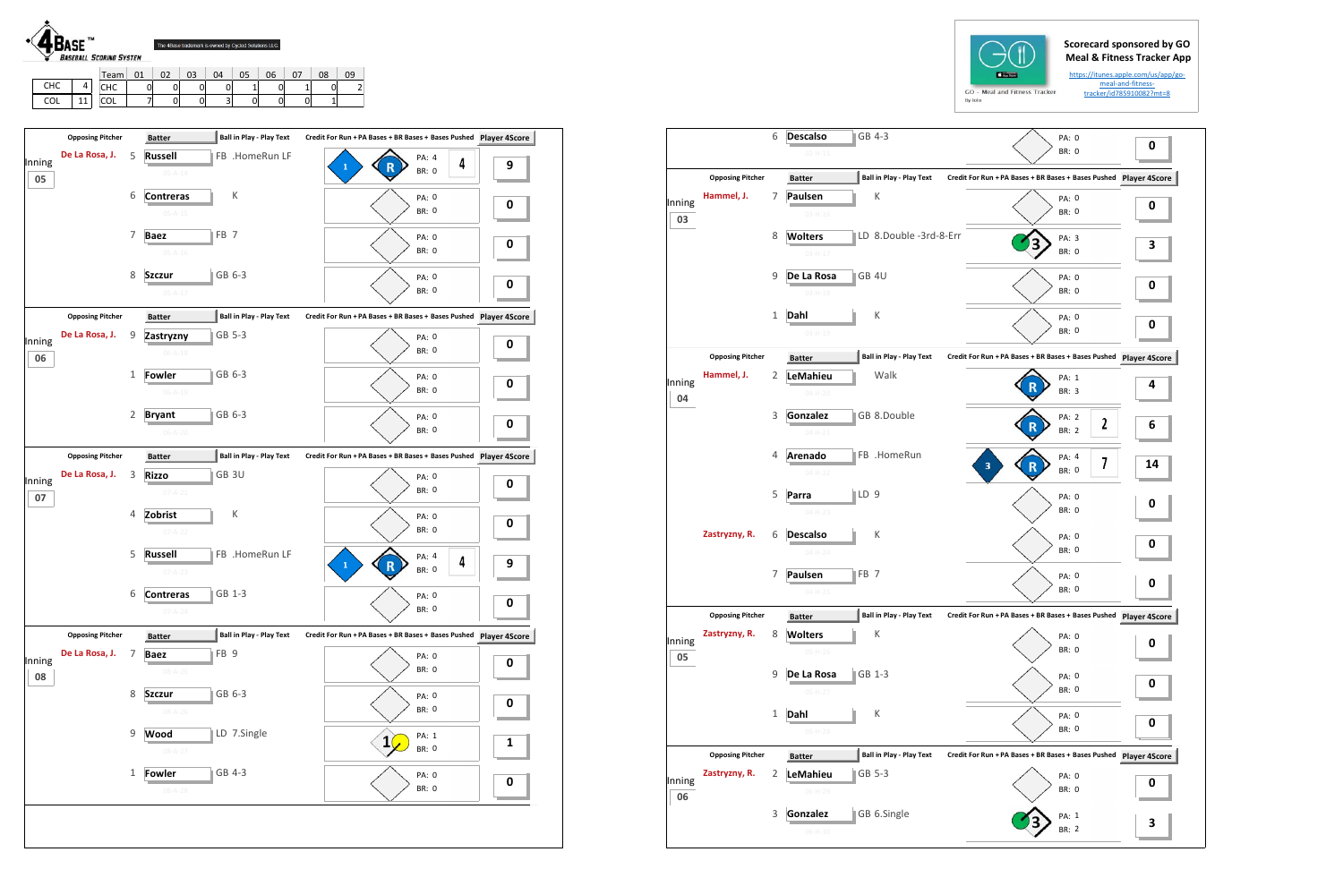4BASE™ BASEBALL SCORING SYSTEM

The 4Base trademark is owned by Cycled Solutions LLC

| | |
|---|---|
| CHC | 4 |
| COL | 11 |

| Team | 01 | 02 | 03 | 04 | 05 | 06 | 07 | 08 | 09 |
|---|---|---|---|---|---|---|---|---|---|
| CHC | 0 | 0 | 0 | 0 | 1 | 0 | 1 | 0 | 2 |
| COL | 7 | 0 | 0 | 3 | 0 | 0 | 0 | 1 | |

Scorecard sponsored by GO Meal & Fitness Tracker App

https://itunes.apple.com/us/app/go-meal-and-fitness-tracker/id785910082?mt=8

## Inning 05

| Opposing Pitcher | # | Batter | Ball in Play - Play Text | Credit For Run + PA Bases + BR Bases + Bases Pushed | Player 4Score |
|---|---|---|---|---|---|
| De La Rosa, J. | 5 | Russell | FB .HomeRun LF | 1, R; PA: 4; BR: 0; 4 | 9 |
| | 6 | Contreras | K | PA: 0; BR: 0 | 0 |
| | 7 | Baez | FB 7 | PA: 0; BR: 0 | 0 |
| | 8 | Szczur | GB 6-3 | PA: 0; BR: 0 | 0 |

## Inning 06

| Opposing Pitcher | # | Batter | Ball in Play - Play Text | Credit For Run + PA Bases + BR Bases + Bases Pushed | Player 4Score |
|---|---|---|---|---|---|
| De La Rosa, J. | 9 | Zastryzny | GB 5-3 | PA: 0; BR: 0 | 0 |
| | 1 | Fowler | GB 6-3 | PA: 0; BR: 0 | 0 |
| | 2 | Bryant | GB 6-3 | PA: 0; BR: 0 | 0 |

## Inning 07

| Opposing Pitcher | # | Batter | Ball in Play - Play Text | Credit For Run + PA Bases + BR Bases + Bases Pushed | Player 4Score |
|---|---|---|---|---|---|
| De La Rosa, J. | 3 | Rizzo | GB 3U | PA: 0; BR: 0 | 0 |
| | 4 | Zobrist | K | PA: 0; BR: 0 | 0 |
| | 5 | Russell | FB .HomeRun LF | 1, R; PA: 4; BR: 0; 4 | 9 |
| | 6 | Contreras | GB 1-3 | PA: 0; BR: 0 | 0 |

## Inning 08

| Opposing Pitcher | # | Batter | Ball in Play - Play Text | Credit For Run + PA Bases + BR Bases + Bases Pushed | Player 4Score |
|---|---|---|---|---|---|
| De La Rosa, J. | 7 | Baez | FB 9 | PA: 0; BR: 0 | 0 |
| | 8 | Szczur | GB 6-3 | PA: 0; BR: 0 | 0 |
| | 9 | Wood | LD 7.Single | 1; PA: 1; BR: 0 | 1 |
| | 1 | Fowler | GB 4-3 | PA: 0; BR: 0 | 0 |

## Inning 02 (continued)

| Opposing Pitcher | # | Batter | Ball in Play - Play Text | Credit For Run + PA Bases + BR Bases + Bases Pushed | Player 4Score |
|---|---|---|---|---|---|
| | 6 | Descalso | GB 4-3 | PA: 0; BR: 0 | 0 |

## Inning 03

| Opposing Pitcher | # | Batter | Ball in Play - Play Text | Credit For Run + PA Bases + BR Bases + Bases Pushed | Player 4Score |
|---|---|---|---|---|---|
| Hammel, J. | 7 | Paulsen | K | PA: 0; BR: 0 | 0 |
| | 8 | Wolters | LD 8.Double -3rd-8-Err | 3; PA: 3; BR: 0 | 3 |
| | 9 | De La Rosa | GB 4U | PA: 0; BR: 0 | 0 |
| | 1 | Dahl | K | PA: 0; BR: 0 | 0 |

## Inning 04

| Opposing Pitcher | # | Batter | Ball in Play - Play Text | Credit For Run + PA Bases + BR Bases + Bases Pushed | Player 4Score |
|---|---|---|---|---|---|
| Hammel, J. | 2 | LeMahieu | Walk | R; PA: 1; BR: 3 | 4 |
| | 3 | Gonzalez | GB 8.Double | R; PA: 2; BR: 2; 2 | 6 |
| | 4 | Arenado | FB .HomeRun | 3, R; PA: 4; BR: 0; 7 | 14 |
| | 5 | Parra | LD 9 | PA: 0; BR: 0 | 0 |
| Zastryzny, R. | 6 | Descalso | K | PA: 0; BR: 0 | 0 |
| | 7 | Paulsen | FB 7 | PA: 0; BR: 0 | 0 |

## Inning 05

| Opposing Pitcher | # | Batter | Ball in Play - Play Text | Credit For Run + PA Bases + BR Bases + Bases Pushed | Player 4Score |
|---|---|---|---|---|---|
| Zastryzny, R. | 8 | Wolters | K | PA: 0; BR: 0 | 0 |
| | 9 | De La Rosa | GB 1-3 | PA: 0; BR: 0 | 0 |
| | 1 | Dahl | K | PA: 0; BR: 0 | 0 |

## Inning 06

| Opposing Pitcher | # | Batter | Ball in Play - Play Text | Credit For Run + PA Bases + BR Bases + Bases Pushed | Player 4Score |
|---|---|---|---|---|---|
| Zastryzny, R. | 2 | LeMahieu | GB 5-3 | PA: 0; BR: 0 | 0 |
| | 3 | Gonzalez | GB 6.Single | 3; PA: 1; BR: 2 | 3 |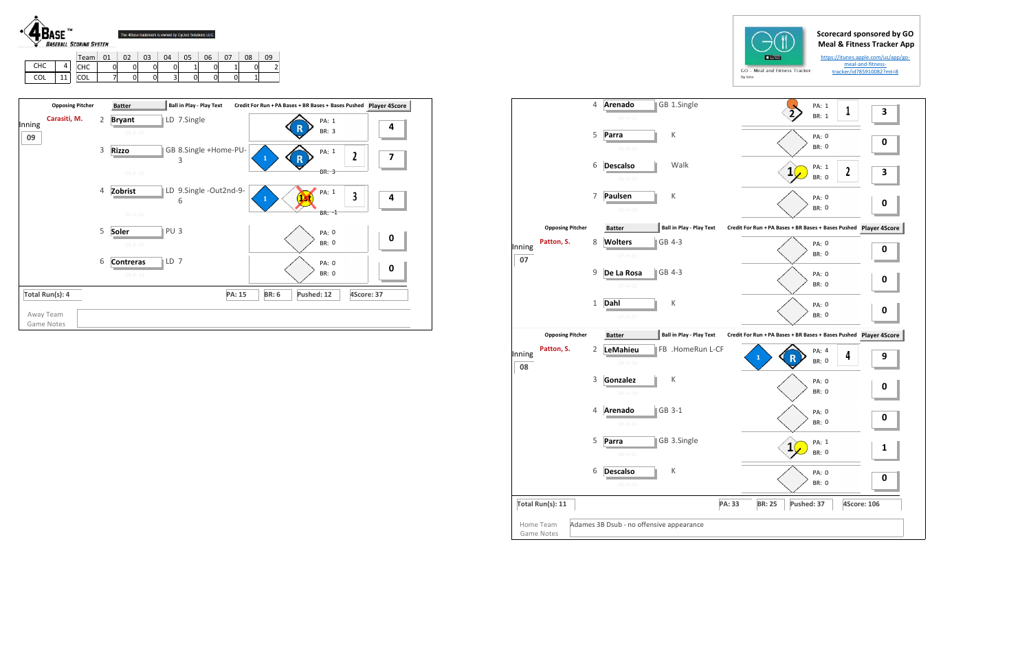4BASE™ BASEBALL SCORING SYSTEM

The 4Base trademark is owned by Cycled Solutions LLC

| | | Team | 01 | 02 | 03 | 04 | 05 | 06 | 07 | 08 | 09 |
|---|---|---|---|---|---|---|---|---|---|---|---|
| CHC | 4 | CHC | 0 | 0 | 0 | 0 | 1 | 0 | 1 | 0 | 2 |
| COL | 11 | COL | 7 | 0 | 0 | 3 | 0 | 0 | 0 | 1 | |

Scorecard sponsored by GO Meal & Fitness Tracker App

https://itunes.apple.com/us/app/go-meal-and-fitness-tracker/id785910082?mt=8

GO - Meal and Fitness Tracker By Iolo

## Away Team

| Inning | Opposing Pitcher | # | Batter | Ball in Play - Play Text | Credit For Run + PA Bases + BR Bases + Bases Pushed | Player 4Score |
|---|---|---|---|---|---|---|
| 09 | Carasiti, M. | 2 | Bryant | LD 7.Single | PA: 1 BR: 3 | 4 |
| | | 3 | Rizzo | GB 8.Single +Home-PU-3 | PA: 1 BR: 3 Pushed: 2 | 7 |
| | | 4 | Zobrist | LD 9.Single -Out2nd-9-6 | PA: 1 BR: -1 Pushed: 3 | 4 |
| | | 5 | Soler | PU 3 | PA: 0 BR: 0 | 0 |
| | | 6 | Contreras | LD 7 | PA: 0 BR: 0 | 0 |

Total Run(s): 4 | PA: 15 | BR: 6 | Pushed: 12 | 4Score: 37

Away Team Game Notes

## Home Team

| Inning | Opposing Pitcher | # | Batter | Ball in Play - Play Text | Credit For Run + PA Bases + BR Bases + Bases Pushed | Player 4Score |
|---|---|---|---|---|---|---|
| | | 4 | Arenado | GB 1.Single | PA: 1 BR: 1 Pushed: 1 | 3 |
| | | 5 | Parra | K | PA: 0 BR: 0 | 0 |
| | | 6 | Descalso | Walk | PA: 1 BR: 0 Pushed: 2 | 3 |
| | | 7 | Paulsen | K | PA: 0 BR: 0 | 0 |
| 07 | Patton, S. | 8 | Wolters | GB 4-3 | PA: 0 BR: 0 | 0 |
| | | 9 | De La Rosa | GB 4-3 | PA: 0 BR: 0 | 0 |
| | | 1 | Dahl | K | PA: 0 BR: 0 | 0 |
| 08 | Patton, S. | 2 | LeMahieu | FB .HomeRun L-CF | PA: 4 BR: 0 Pushed: 4 | 9 |
| | | 3 | Gonzalez | K | PA: 0 BR: 0 | 0 |
| | | 4 | Arenado | GB 3-1 | PA: 0 BR: 0 | 0 |
| | | 5 | Parra | GB 3.Single | PA: 1 BR: 0 | 1 |
| | | 6 | Descalso | K | PA: 0 BR: 0 | 0 |

Total Run(s): 11 | PA: 33 | BR: 25 | Pushed: 37 | 4Score: 106

Home Team Game Notes: Adames 3B Dsub - no offensive appearance